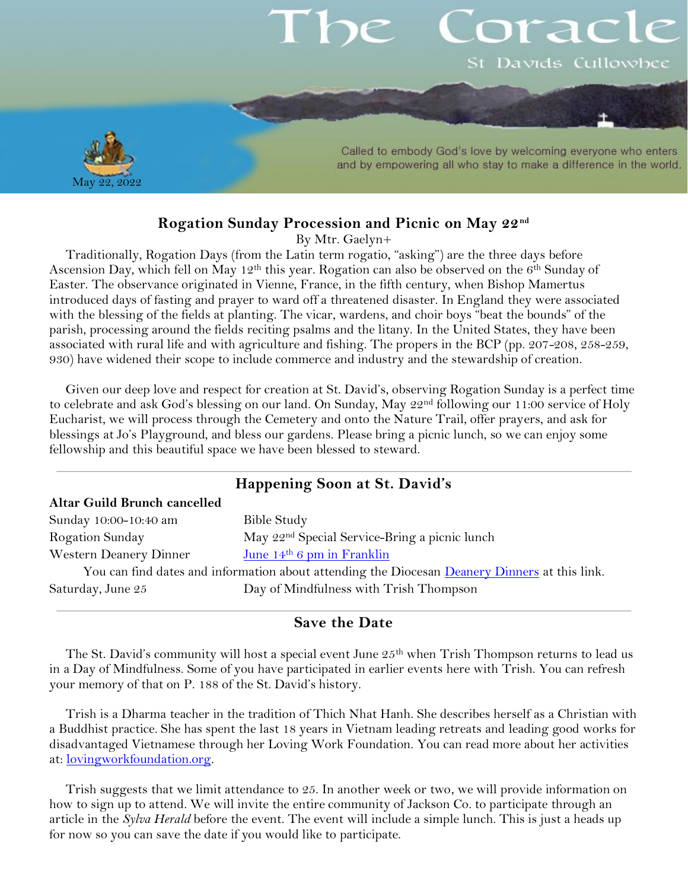# The Coracle

St Davids Cullowhee

May 22, 2022

Called to embody God's love by welcoming everyone who enters and by empowering all who stay to make a difference in the world.

## Rogation Sunday Procession and Picnic on May 22nd

By Mtr. Gaelyn+

Traditionally, Rogation Days (from the Latin term rogatio, "asking") are the three days before Ascension Day, which fell on May 12th this year. Rogation can also be observed on the 6th Sunday of Easter. The observance originated in Vienne, France, in the fifth century, when Bishop Mamertus introduced days of fasting and prayer to ward off a threatened disaster. In England they were associated with the blessing of the fields at planting. The vicar, wardens, and choir boys "beat the bounds" of the parish, processing around the fields reciting psalms and the litany. In the United States, they have been associated with rural life and with agriculture and fishing. The propers in the BCP (pp. 207-208, 258-259, 930) have widened their scope to include commerce and industry and the stewardship of creation.

Given our deep love and respect for creation at St. David's, observing Rogation Sunday is a perfect time to celebrate and ask God's blessing on our land. On Sunday, May 22nd following our 11:00 service of Holy Eucharist, we will process through the Cemetery and onto the Nature Trail, offer prayers, and ask for blessings at Jo's Playground, and bless our gardens. Please bring a picnic lunch, so we can enjoy some fellowship and this beautiful space we have been blessed to steward.

## Happening Soon at St. David's

**Altar Guild Brunch cancelled**

| | |
|---|---|
| Sunday 10:00-10:40 am | Bible Study |
| Rogation Sunday | May 22nd Special Service-Bring a picnic lunch |
| Western Deanery Dinner | June 14th 6 pm in Franklin |

You can find dates and information about attending the Diocesan Deanery Dinners at this link.

| | |
|---|---|
| Saturday, June 25 | Day of Mindfulness with Trish Thompson |

## Save the Date

The St. David's community will host a special event June 25th when Trish Thompson returns to lead us in a Day of Mindfulness. Some of you have participated in earlier events here with Trish. You can refresh your memory of that on P. 188 of the St. David's history.

Trish is a Dharma teacher in the tradition of Thich Nhat Hanh. She describes herself as a Christian with a Buddhist practice. She has spent the last 18 years in Vietnam leading retreats and leading good works for disadvantaged Vietnamese through her Loving Work Foundation. You can read more about her activities at: lovingworkfoundation.org.

Trish suggests that we limit attendance to 25. In another week or two, we will provide information on how to sign up to attend. We will invite the entire community of Jackson Co. to participate through an article in the *Sylva Herald* before the event. The event will include a simple lunch. This is just a heads up for now so you can save the date if you would like to participate.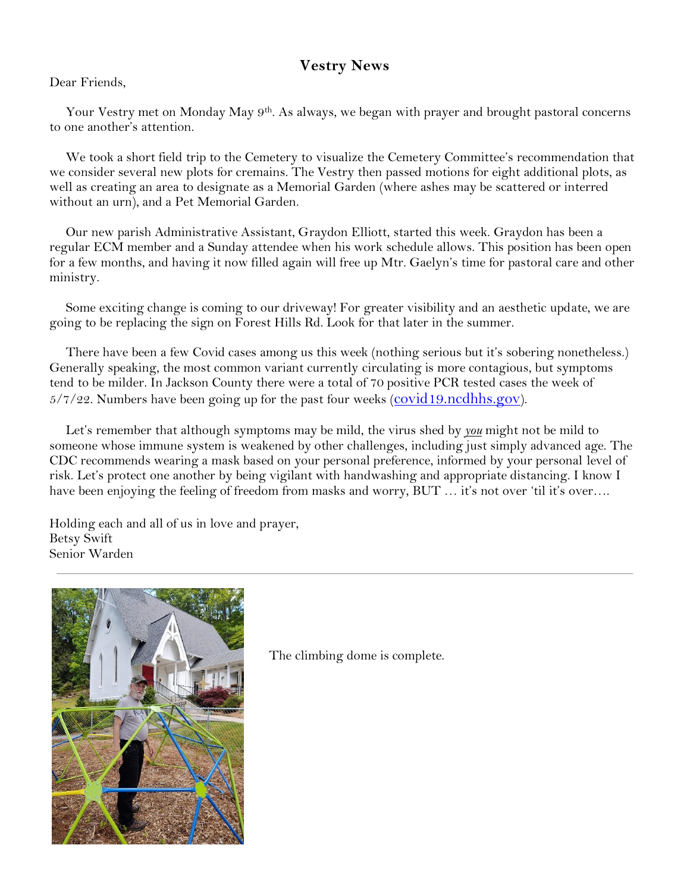## Vestry News

Dear Friends,

Your Vestry met on Monday May 9th. As always, we began with prayer and brought pastoral concerns to one another's attention.

We took a short field trip to the Cemetery to visualize the Cemetery Committee's recommendation that we consider several new plots for cremains. The Vestry then passed motions for eight additional plots, as well as creating an area to designate as a Memorial Garden (where ashes may be scattered or interred without an urn), and a Pet Memorial Garden.

Our new parish Administrative Assistant, Graydon Elliott, started this week. Graydon has been a regular ECM member and a Sunday attendee when his work schedule allows. This position has been open for a few months, and having it now filled again will free up Mtr. Gaelyn's time for pastoral care and other ministry.

Some exciting change is coming to our driveway! For greater visibility and an aesthetic update, we are going to be replacing the sign on Forest Hills Rd. Look for that later in the summer.

There have been a few Covid cases among us this week (nothing serious but it's sobering nonetheless.) Generally speaking, the most common variant currently circulating is more contagious, but symptoms tend to be milder. In Jackson County there were a total of 70 positive PCR tested cases the week of 5/7/22. Numbers have been going up for the past four weeks (covid19.ncdhhs.gov).

Let's remember that although symptoms may be mild, the virus shed by ***you*** might not be mild to someone whose immune system is weakened by other challenges, including just simply advanced age. The CDC recommends wearing a mask based on your personal preference, informed by your personal level of risk. Let's protect one another by being vigilant with handwashing and appropriate distancing. I know I have been enjoying the feeling of freedom from masks and worry, BUT … it's not over 'til it's over….

Holding each and all of us in love and prayer,
Betsy Swift
Senior Warden

---

The climbing dome is complete.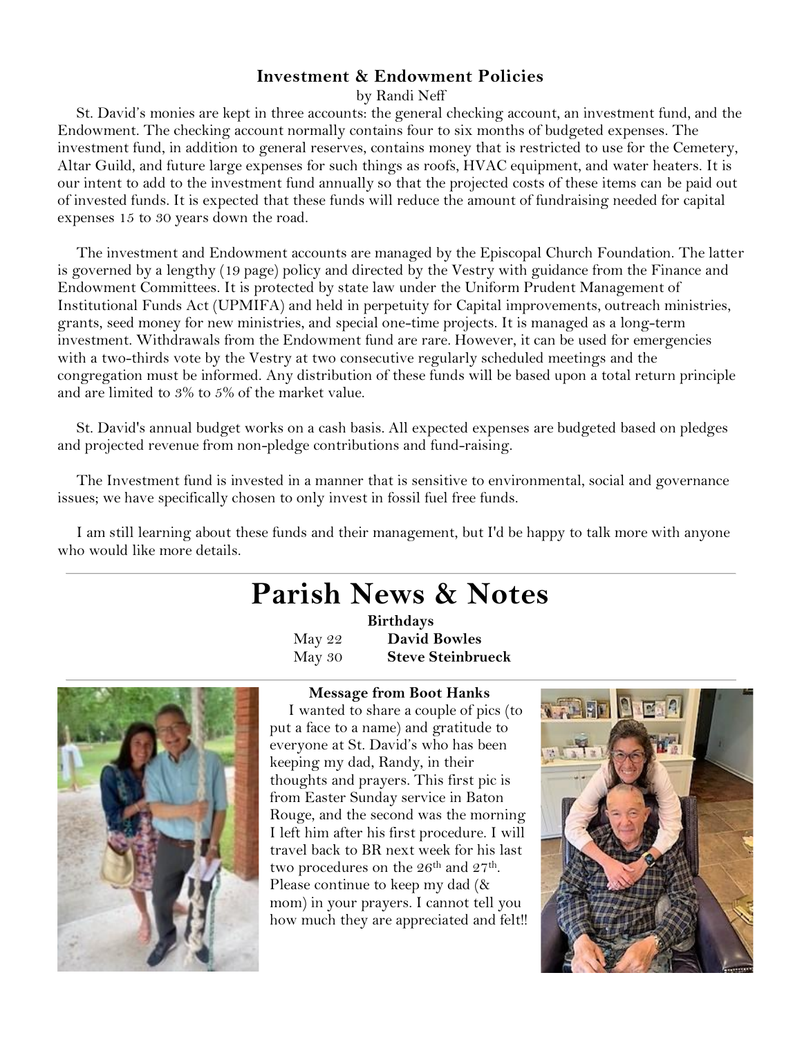### Investment & Endowment Policies

by Randi Neff

St. David's monies are kept in three accounts: the general checking account, an investment fund, and the Endowment. The checking account normally contains four to six months of budgeted expenses. The investment fund, in addition to general reserves, contains money that is restricted to use for the Cemetery, Altar Guild, and future large expenses for such things as roofs, HVAC equipment, and water heaters. It is our intent to add to the investment fund annually so that the projected costs of these items can be paid out of invested funds. It is expected that these funds will reduce the amount of fundraising needed for capital expenses 15 to 30 years down the road.

The investment and Endowment accounts are managed by the Episcopal Church Foundation. The latter is governed by a lengthy (19 page) policy and directed by the Vestry with guidance from the Finance and Endowment Committees. It is protected by state law under the Uniform Prudent Management of Institutional Funds Act (UPMIFA) and held in perpetuity for Capital improvements, outreach ministries, grants, seed money for new ministries, and special one-time projects. It is managed as a long-term investment. Withdrawals from the Endowment fund are rare. However, it can be used for emergencies with a two-thirds vote by the Vestry at two consecutive regularly scheduled meetings and the congregation must be informed. Any distribution of these funds will be based upon a total return principle and are limited to 3% to 5% of the market value.

St. David's annual budget works on a cash basis. All expected expenses are budgeted based on pledges and projected revenue from non-pledge contributions and fund-raising.

The Investment fund is invested in a manner that is sensitive to environmental, social and governance issues; we have specifically chosen to only invest in fossil fuel free funds.

I am still learning about these funds and their management, but I'd be happy to talk more with anyone who would like more details.

---

# Parish News & Notes

**Birthdays**

May 22 **David Bowles**

May 30 **Steve Steinbrueck**

---

**Message from Boot Hanks**

I wanted to share a couple of pics (to put a face to a name) and gratitude to everyone at St. David's who has been keeping my dad, Randy, in their thoughts and prayers. This first pic is from Easter Sunday service in Baton Rouge, and the second was the morning I left him after his first procedure. I will travel back to BR next week for his last two procedures on the 26th and 27th. Please continue to keep my dad (& mom) in your prayers. I cannot tell you how much they are appreciated and felt!!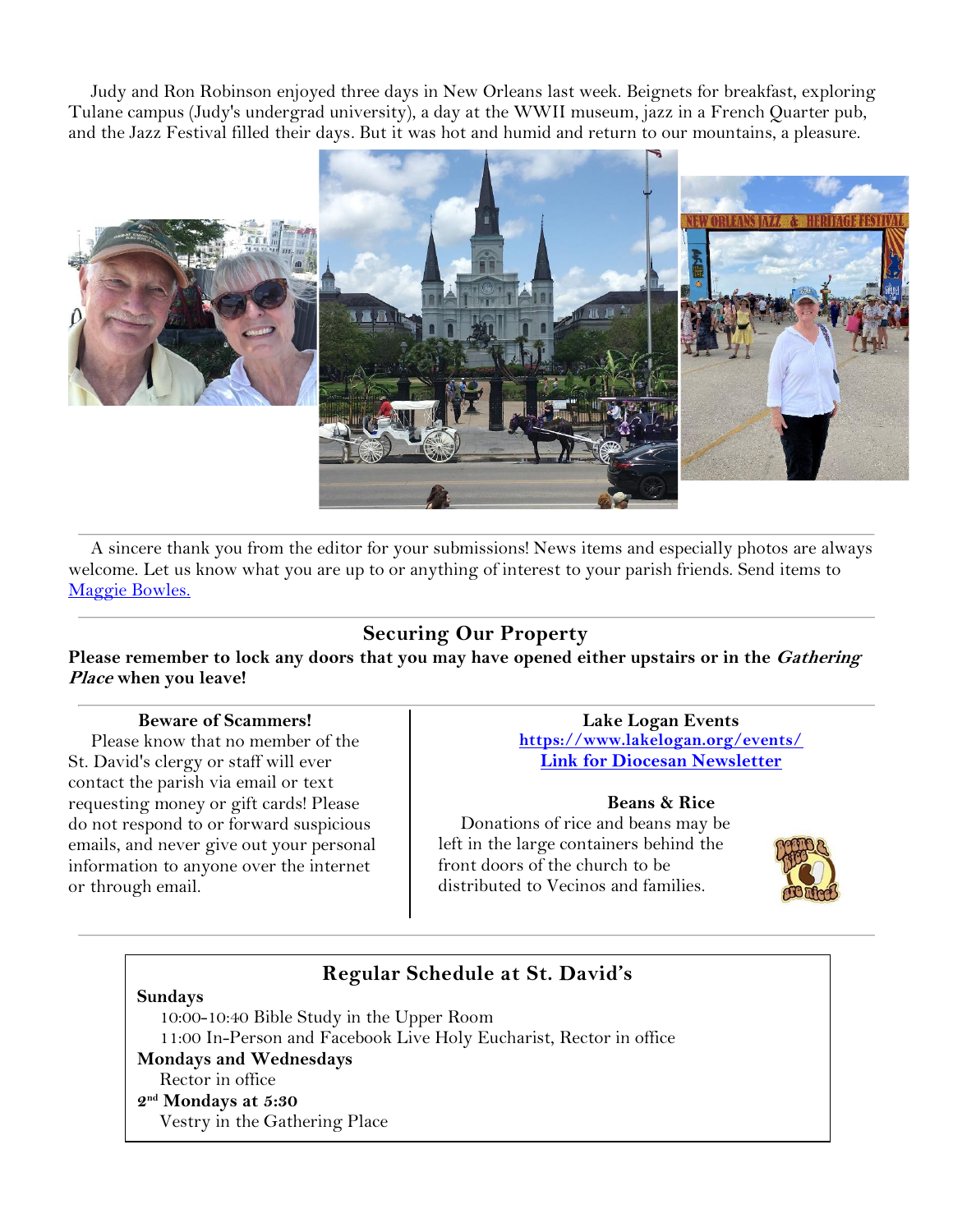Judy and Ron Robinson enjoyed three days in New Orleans last week. Beignets for breakfast, exploring Tulane campus (Judy's undergrad university), a day at the WWII museum, jazz in a French Quarter pub, and the Jazz Festival filled their days. But it was hot and humid and return to our mountains, a pleasure.

---

A sincere thank you from the editor for your submissions! News items and especially photos are always welcome. Let us know what you are up to or anything of interest to your parish friends. Send items to [Maggie Bowles.]()

---

## Securing Our Property

**Please remember to lock any doors that you may have opened either upstairs or in the *Gathering Place* when you leave!**

---

### Beware of Scammers!

Please know that no member of the St. David's clergy or staff will ever contact the parish via email or text requesting money or gift cards! Please do not respond to or forward suspicious emails, and never give out your personal information to anyone over the internet or through email.

### Lake Logan Events

[https://www.lakelogan.org/events/](https://www.lakelogan.org/events/)

[Link for Diocesan Newsletter]()

### Beans & Rice

Donations of rice and beans may be left in the large containers behind the front doors of the church to be distributed to Vecinos and families.

---

## Regular Schedule at St. David's

**Sundays**

10:00-10:40 Bible Study in the Upper Room

11:00 In-Person and Facebook Live Holy Eucharist, Rector in office

**Mondays and Wednesdays**

Rector in office

**2nd Mondays at 5:30**

Vestry in the Gathering Place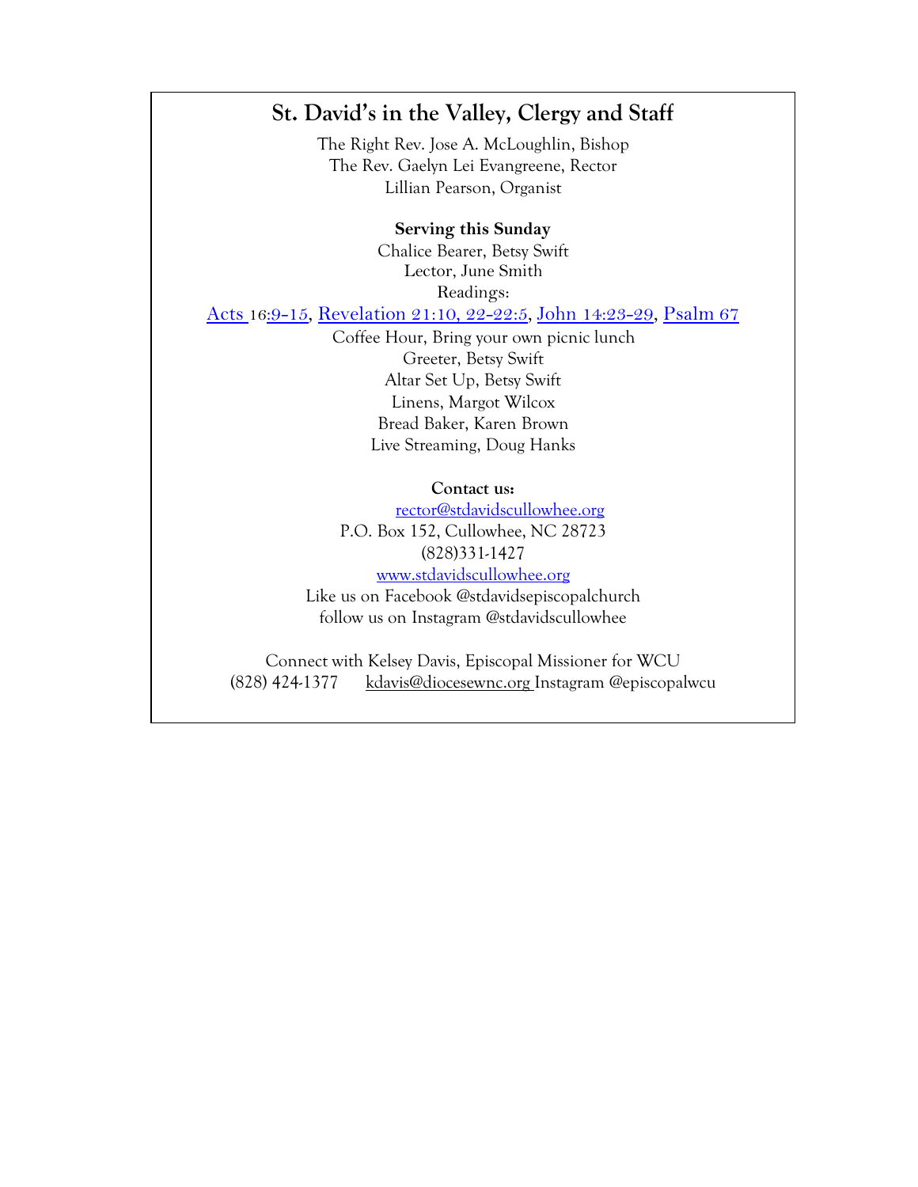## St. David's in the Valley, Clergy and Staff

The Right Rev. Jose A. McLoughlin, Bishop
The Rev. Gaelyn Lei Evangreene, Rector
Lillian Pearson, Organist

**Serving this Sunday**

Chalice Bearer, Betsy Swift
Lector, June Smith
Readings:
Acts 16:9-15, Revelation 21:10, 22-22:5, John 14:23-29, Psalm 67
Coffee Hour, Bring your own picnic lunch
Greeter, Betsy Swift
Altar Set Up, Betsy Swift
Linens, Margot Wilcox
Bread Baker, Karen Brown
Live Streaming, Doug Hanks

**Contact us:**

rector@stdavidscullowhee.org
P.O. Box 152, Cullowhee, NC 28723
(828)331-1427
www.stdavidscullowhee.org
Like us on Facebook @stdavidsepiscopalchurch
follow us on Instagram @stdavidscullowhee

Connect with Kelsey Davis, Episcopal Missioner for WCU
(828) 424-1377 kdavis@diocesewnc.org Instagram @episcopalwcu